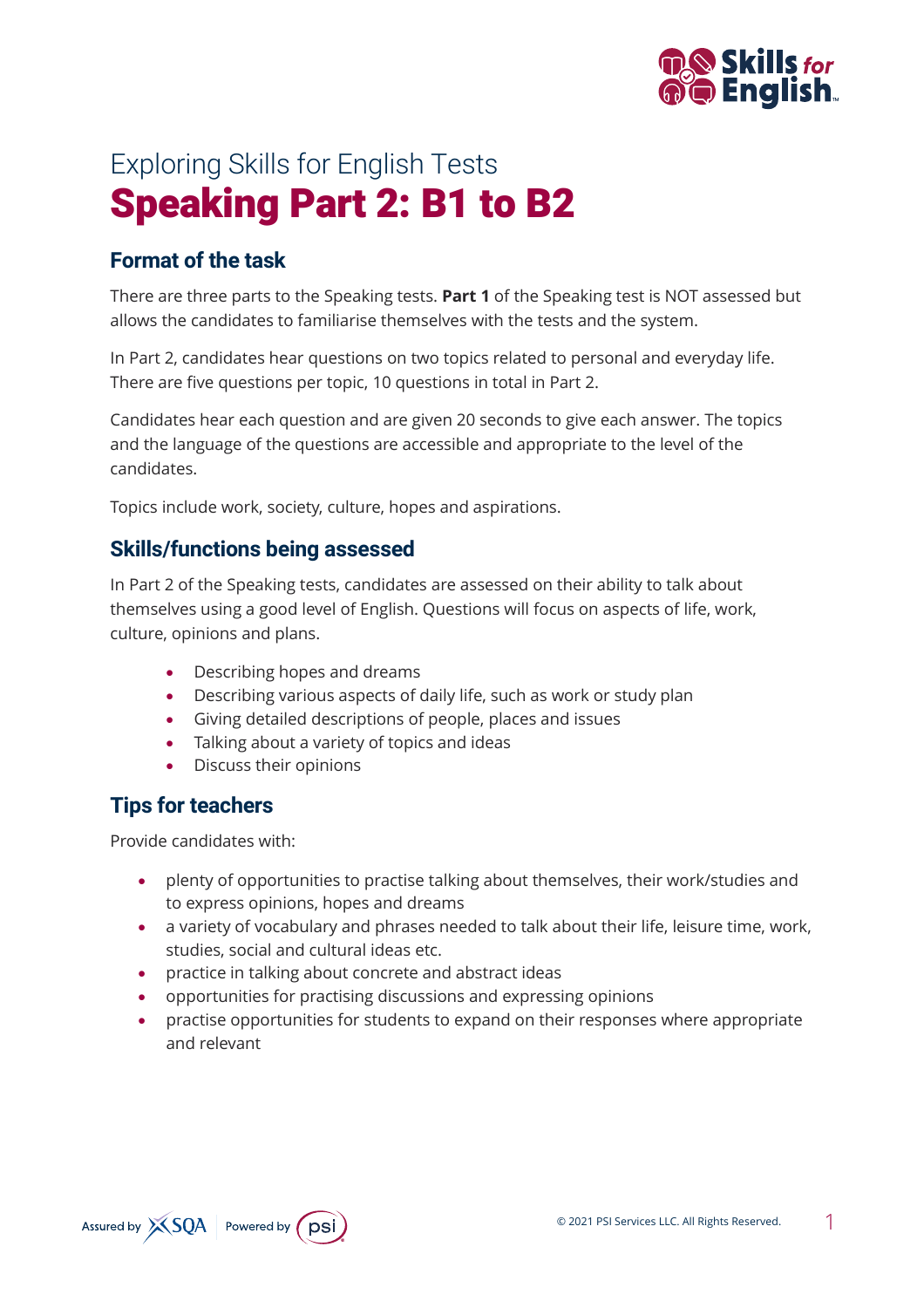Exploring Skills for English Tests

# Speaking Part 2: B1 to B2

## Format of the task

There are three parts to the Speaking tests. **Part 1** of the Speaking test is NOT assessed but allows the candidates to familiarise themselves with the tests and the system.

In Part 2, candidates hear questions on two topics related to personal and everyday life. There are five questions per topic, 10 questions in total in Part 2.

Candidates hear each question and are given 20 seconds to give each answer. The topics and the language of the questions are accessible and appropriate to the level of the candidates.

Topics include work, society, culture, hopes and aspirations.

## Skills/functions being assessed

In Part 2 of the Speaking tests, candidates are assessed on their ability to talk about themselves using a good level of English. Questions will focus on aspects of life, work, culture, opinions and plans.

- Describing hopes and dreams
- Describing various aspects of daily life, such as work or study plan
- Giving detailed descriptions of people, places and issues
- Talking about a variety of topics and ideas
- Discuss their opinions

## Tips for teachers

Provide candidates with:

- plenty of opportunities to practise talking about themselves, their work/studies and to express opinions, hopes and dreams
- a variety of vocabulary and phrases needed to talk about their life, leisure time, work, studies, social and cultural ideas etc.
- practice in talking about concrete and abstract ideas
- opportunities for practising discussions and expressing opinions
- practise opportunities for students to expand on their responses where appropriate and relevant

Assured by SQA | Powered by psi

© 2021 PSI Services LLC. All Rights Reserved.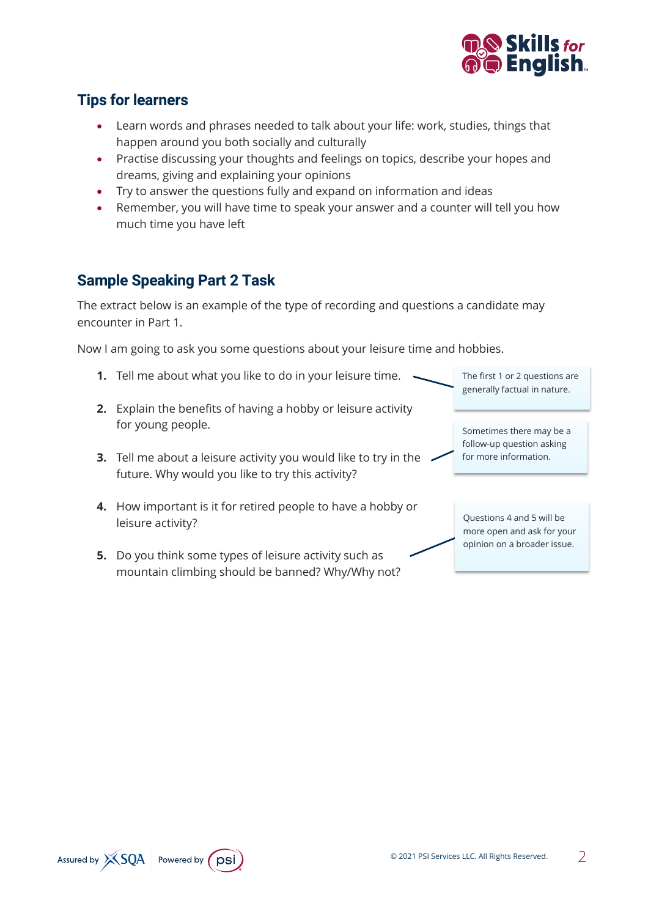## Tips for learners

- Learn words and phrases needed to talk about your life: work, studies, things that happen around you both socially and culturally
- Practise discussing your thoughts and feelings on topics, describe your hopes and dreams, giving and explaining your opinions
- Try to answer the questions fully and expand on information and ideas
- Remember, you will have time to speak your answer and a counter will tell you how much time you have left

## Sample Speaking Part 2 Task

The extract below is an example of the type of recording and questions a candidate may encounter in Part 1.

Now I am going to ask you some questions about your leisure time and hobbies.

1. Tell me about what you like to do in your leisure time.
2. Explain the benefits of having a hobby or leisure activity for young people.
3. Tell me about a leisure activity you would like to try in the future. Why would you like to try this activity?
4. How important is it for retired people to have a hobby or leisure activity?
5. Do you think some types of leisure activity such as mountain climbing should be banned? Why/Why not?

The first 1 or 2 questions are generally factual in nature.

Sometimes there may be a follow-up question asking for more information.

Questions 4 and 5 will be more open and ask for your opinion on a broader issue.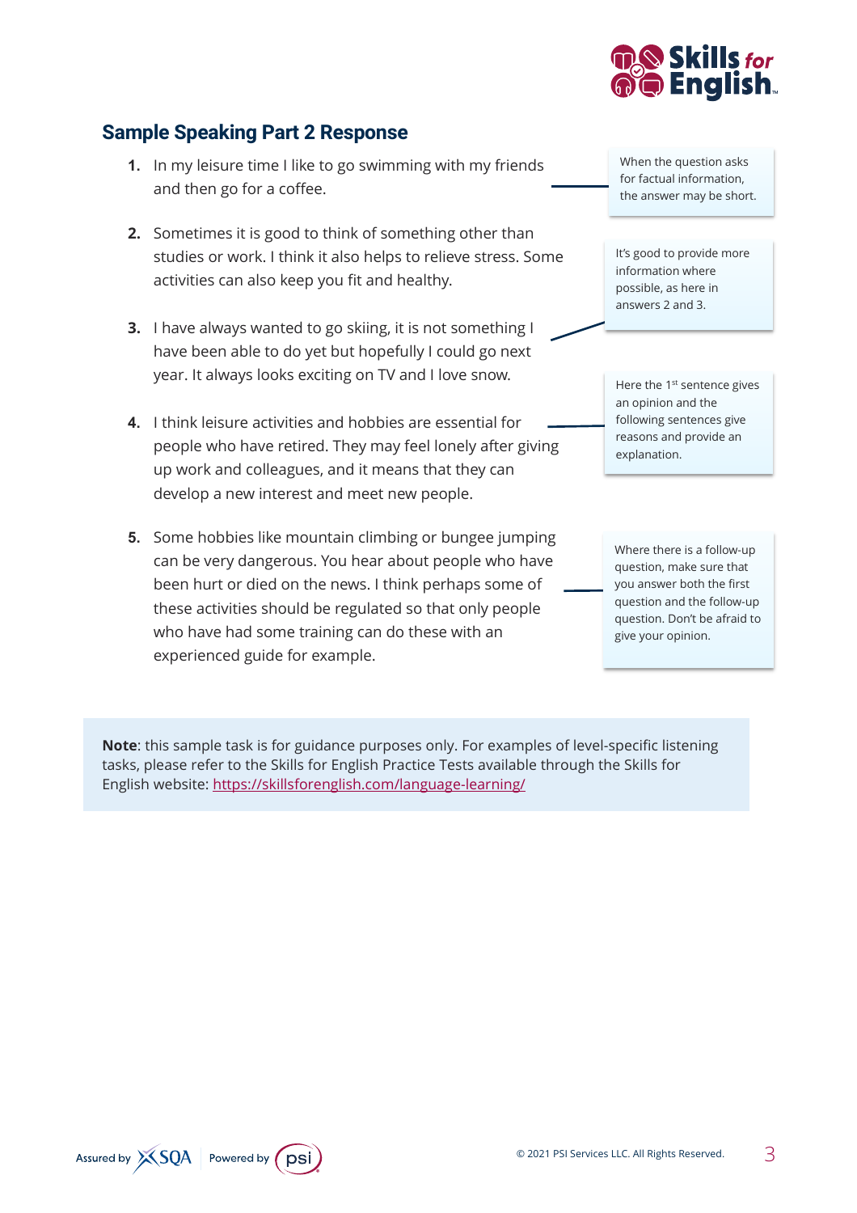## Sample Speaking Part 2 Response

1. In my leisure time I like to go swimming with my friends and then go for a coffee.

> When the question asks for factual information, the answer may be short.

2. Sometimes it is good to think of something other than studies or work. I think it also helps to relieve stress. Some activities can also keep you fit and healthy.

3. I have always wanted to go skiing, it is not something I have been able to do yet but hopefully I could go next year. It always looks exciting on TV and I love snow.

> It's good to provide more information where possible, as here in answers 2 and 3.

4. I think leisure activities and hobbies are essential for people who have retired. They may feel lonely after giving up work and colleagues, and it means that they can develop a new interest and meet new people.

> Here the 1st sentence gives an opinion and the following sentences give reasons and provide an explanation.

5. Some hobbies like mountain climbing or bungee jumping can be very dangerous. You hear about people who have been hurt or died on the news. I think perhaps some of these activities should be regulated so that only people who have had some training can do these with an experienced guide for example.

> Where there is a follow-up question, make sure that you answer both the first question and the follow-up question. Don't be afraid to give your opinion.

**Note**: this sample task is for guidance purposes only. For examples of level-specific listening tasks, please refer to the Skills for English Practice Tests available through the Skills for English website: [https://skillsforenglish.com/language-learning/](https://skillsforenglish.com/language-learning/)

Assured by SQA Powered by psi

© 2021 PSI Services LLC. All Rights Reserved.